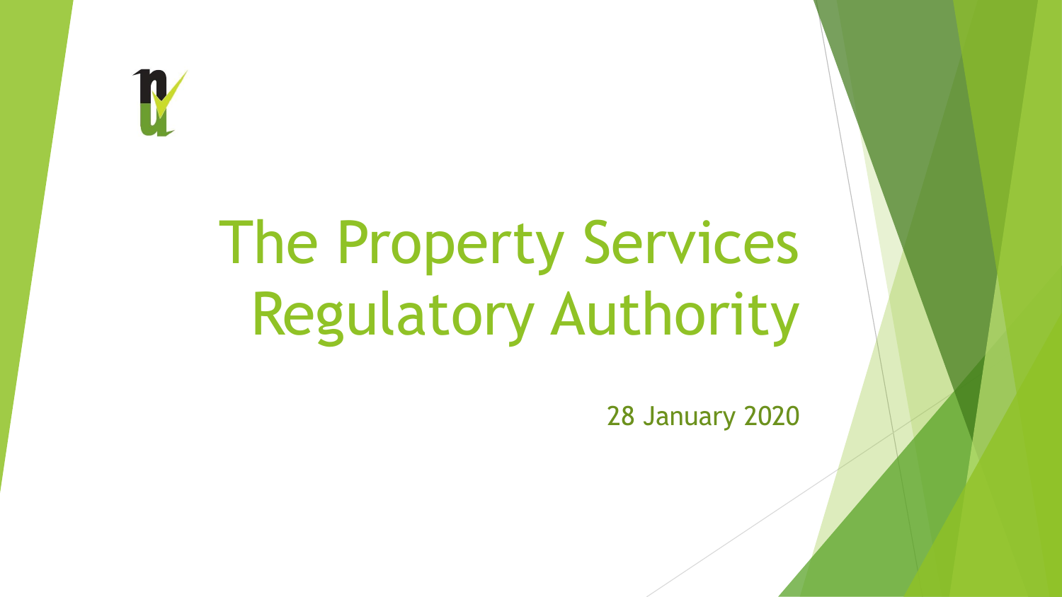# The Property Services Regulatory Authority

28 January 2020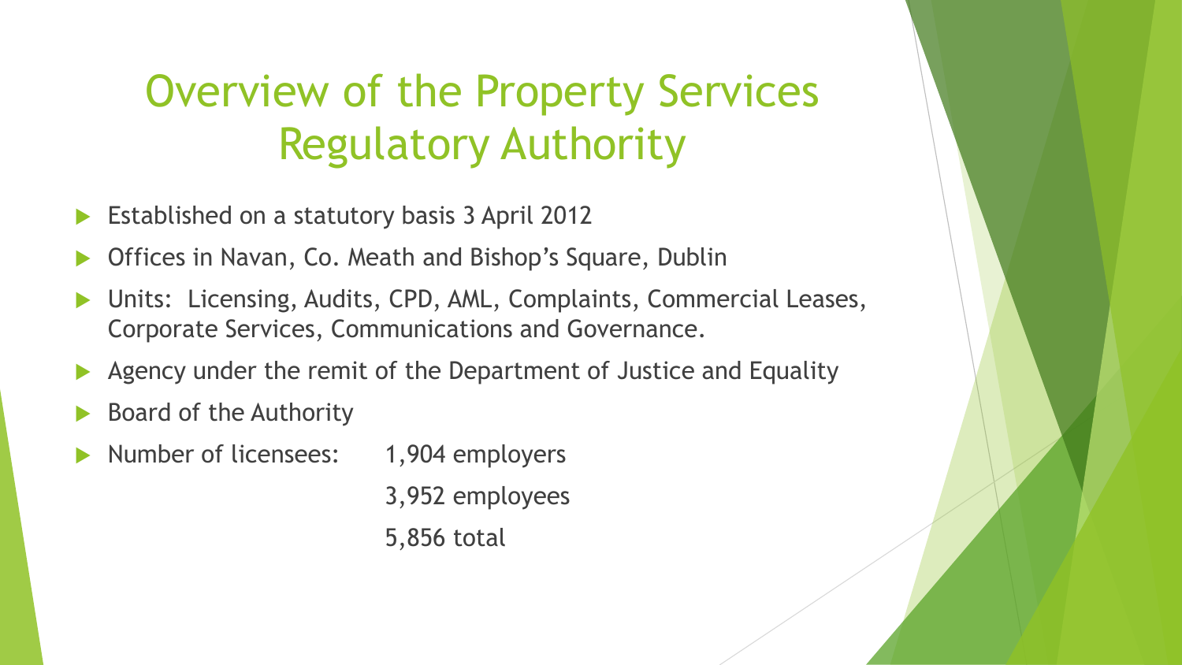# Overview of the Property Services Regulatory Authority

- Established on a statutory basis 3 April 2012
- Offices in Navan, Co. Meath and Bishop's Square, Dublin
- Units: Licensing, Audits, CPD, AML, Complaints, Commercial Leases, Corporate Services, Communications and Governance.
- Agency under the remit of the Department of Justice and Equality
- Board of the Authority
- Number of licensees: 1,904 employers
  3,952 employees
  5,856 total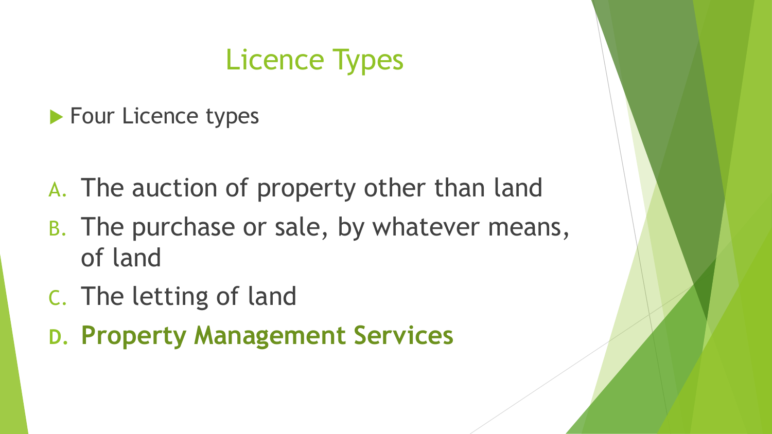# Licence Types

- Four Licence types

A. The auction of property other than land
B. The purchase or sale, by whatever means, of land
C. The letting of land
D. **Property Management Services**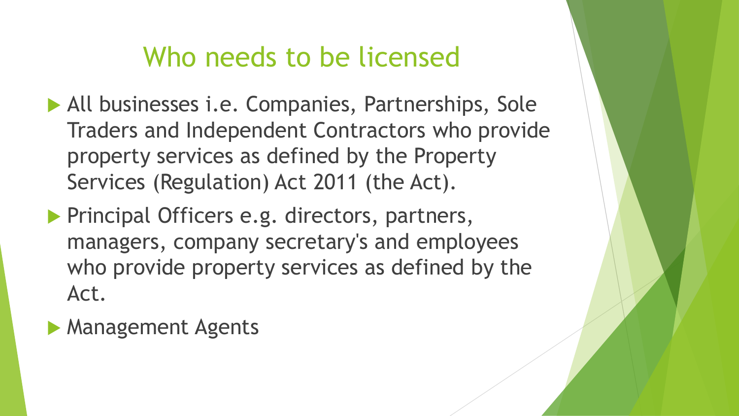# Who needs to be licensed

- All businesses i.e. Companies, Partnerships, Sole Traders and Independent Contractors who provide property services as defined by the Property Services (Regulation) Act 2011 (the Act).
- Principal Officers e.g. directors, partners, managers, company secretary's and employees who provide property services as defined by the Act.
- Management Agents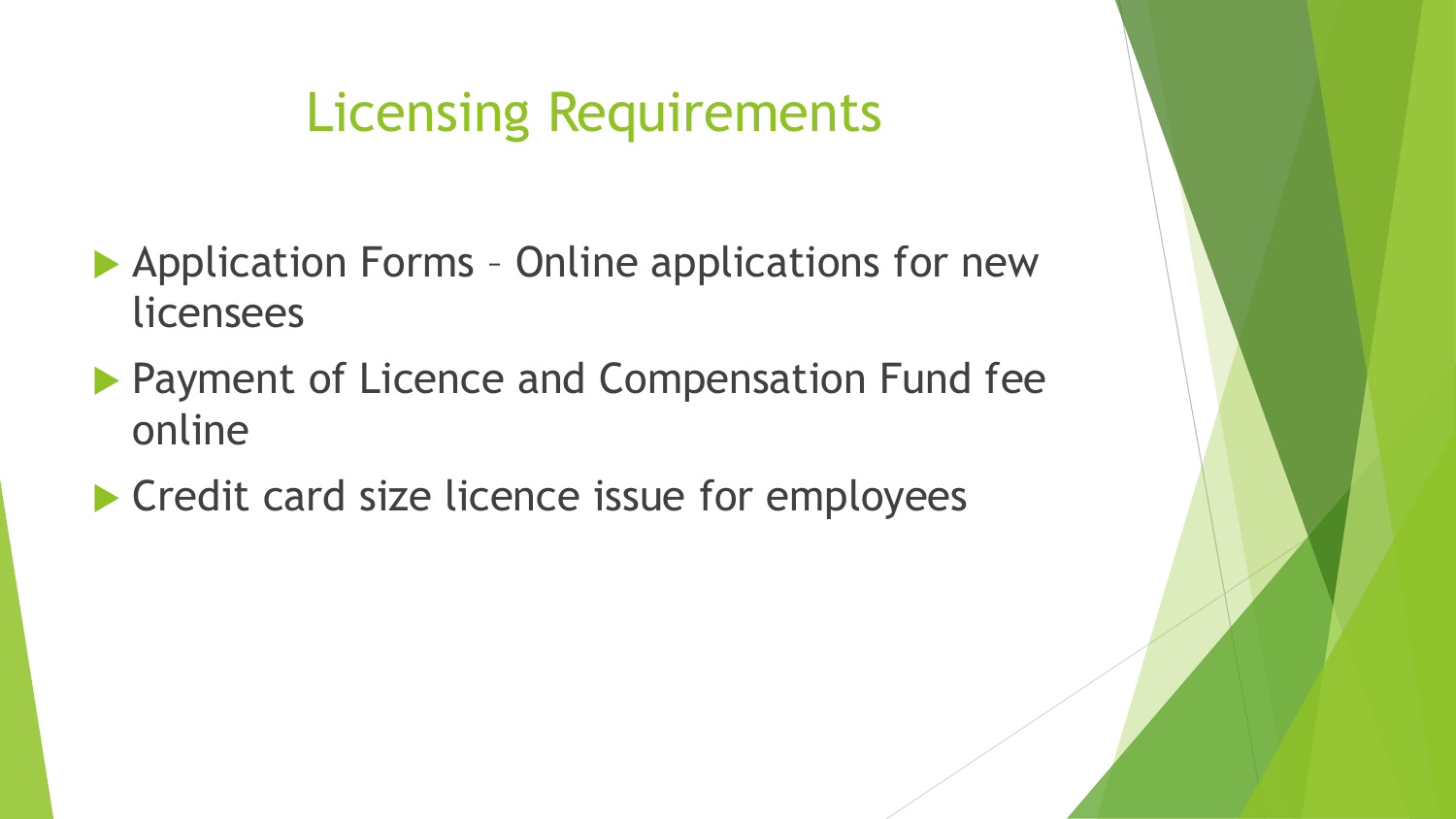# Licensing Requirements

- Application Forms – Online applications for new licensees
- Payment of Licence and Compensation Fund fee online
- Credit card size licence issue for employees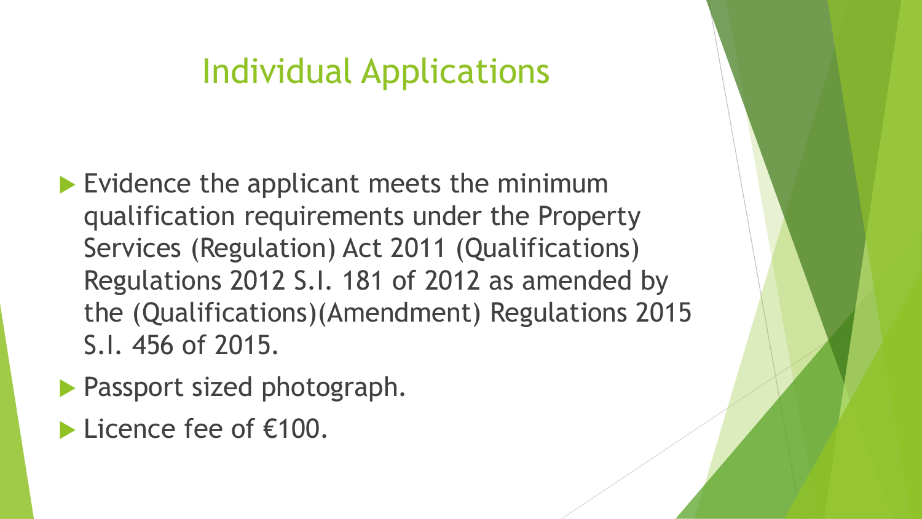# Individual Applications

- Evidence the applicant meets the minimum qualification requirements under the Property Services (Regulation) Act 2011 (Qualifications) Regulations 2012 S.I. 181 of 2012 as amended by the (Qualifications)(Amendment) Regulations 2015 S.I. 456 of 2015.
- Passport sized photograph.
- Licence fee of €100.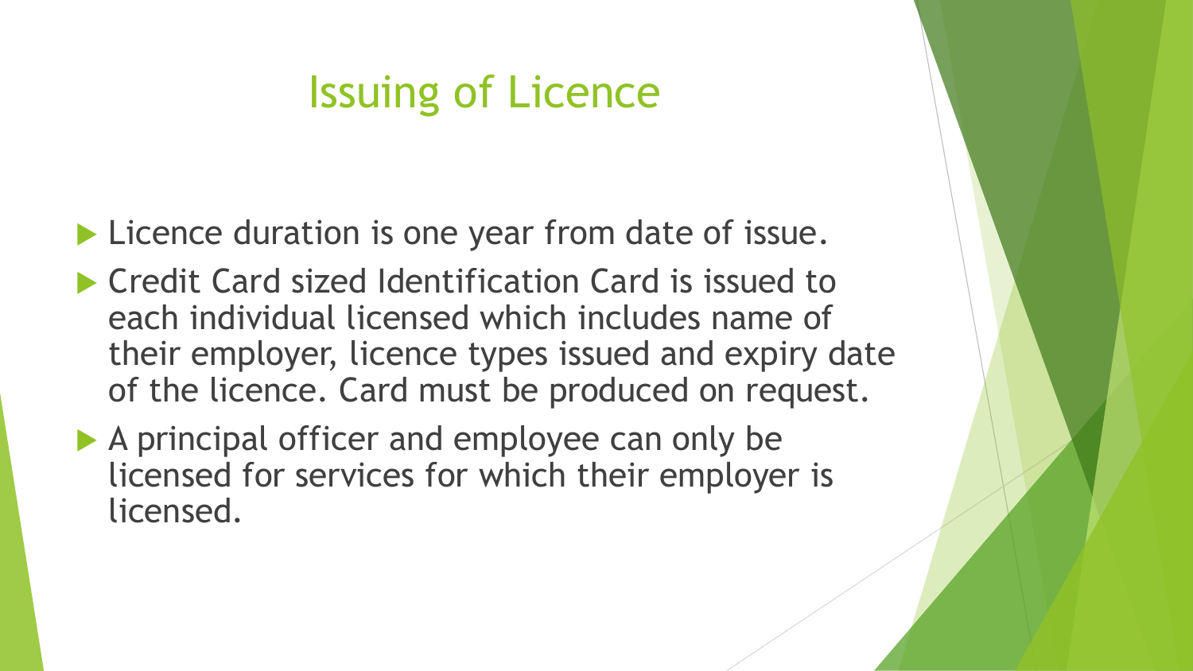# Issuing of Licence

- Licence duration is one year from date of issue.
- Credit Card sized Identification Card is issued to each individual licensed which includes name of their employer, licence types issued and expiry date of the licence. Card must be produced on request.
- A principal officer and employee can only be licensed for services for which their employer is licensed.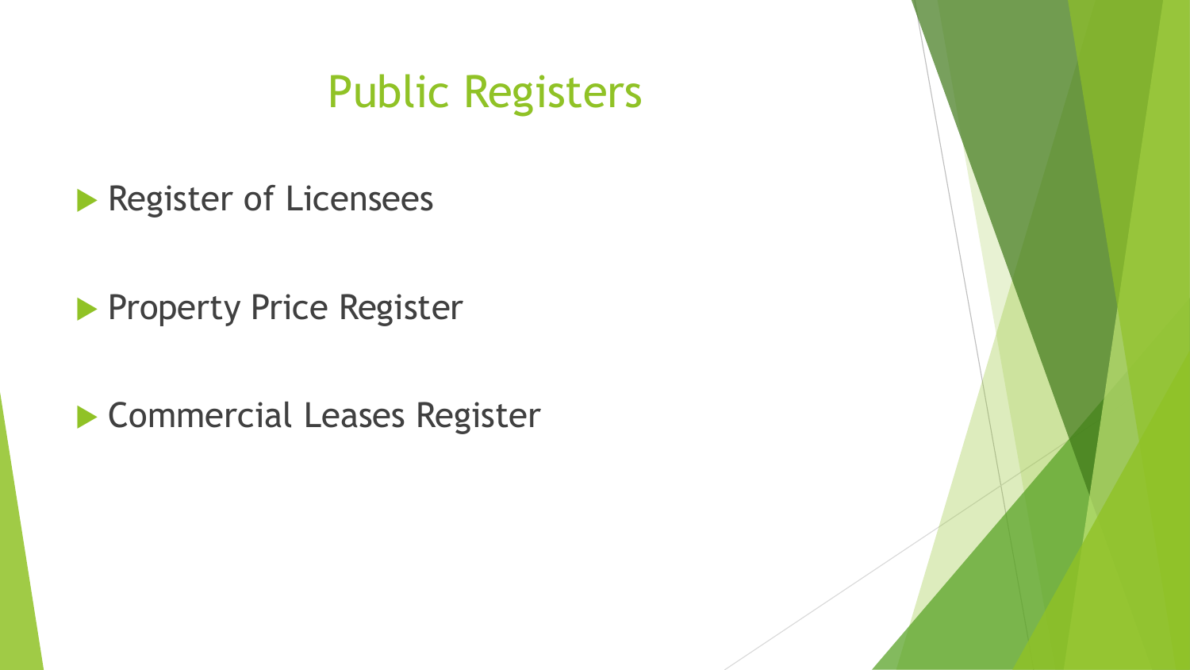# Public Registers

- Register of Licensees
- Property Price Register
- Commercial Leases Register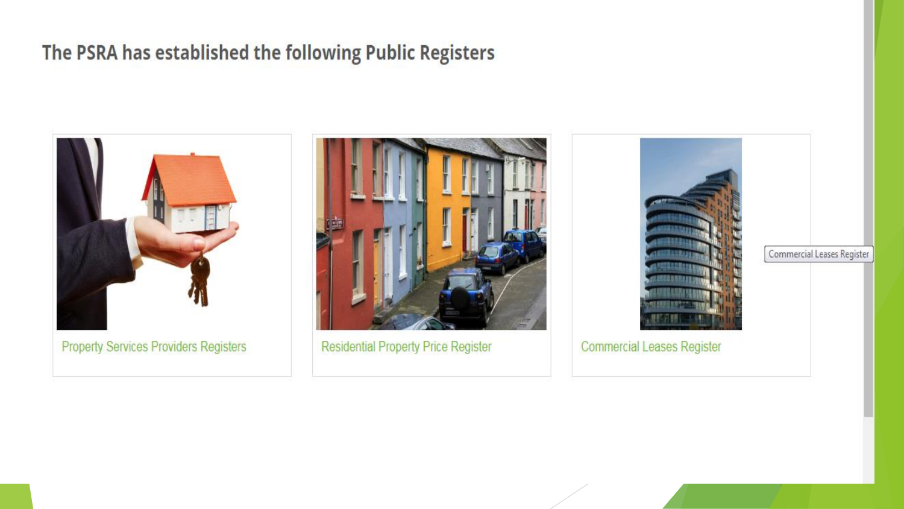## The PSRA has established the following Public Registers

- Property Services Providers Registers
- Residential Property Price Register
- Commercial Leases Register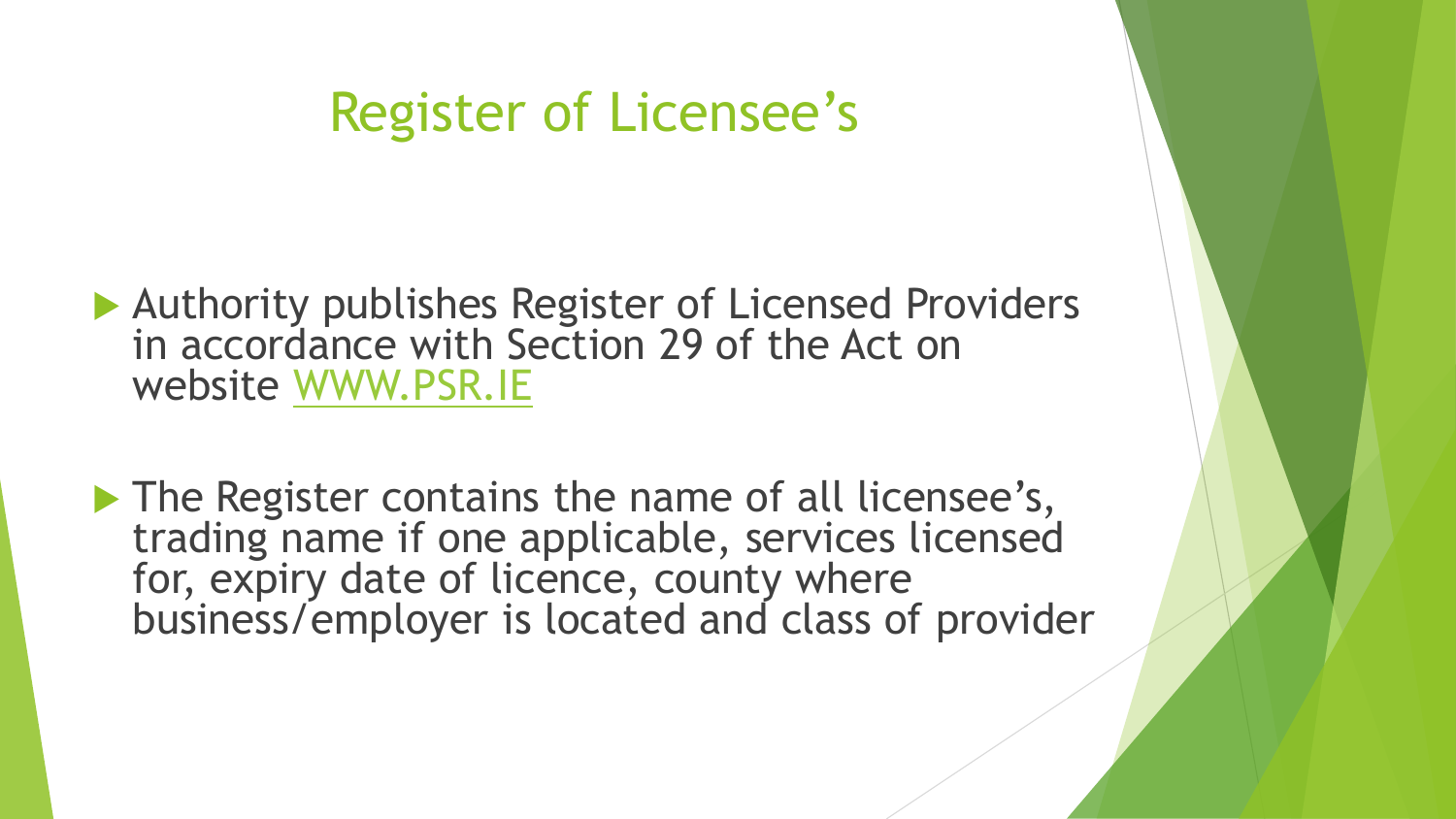# Register of Licensee's

- Authority publishes Register of Licensed Providers in accordance with Section 29 of the Act on website [WWW.PSR.IE](http://WWW.PSR.IE)

- The Register contains the name of all licensee's, trading name if one applicable, services licensed for, expiry date of licence, county where business/employer is located and class of provider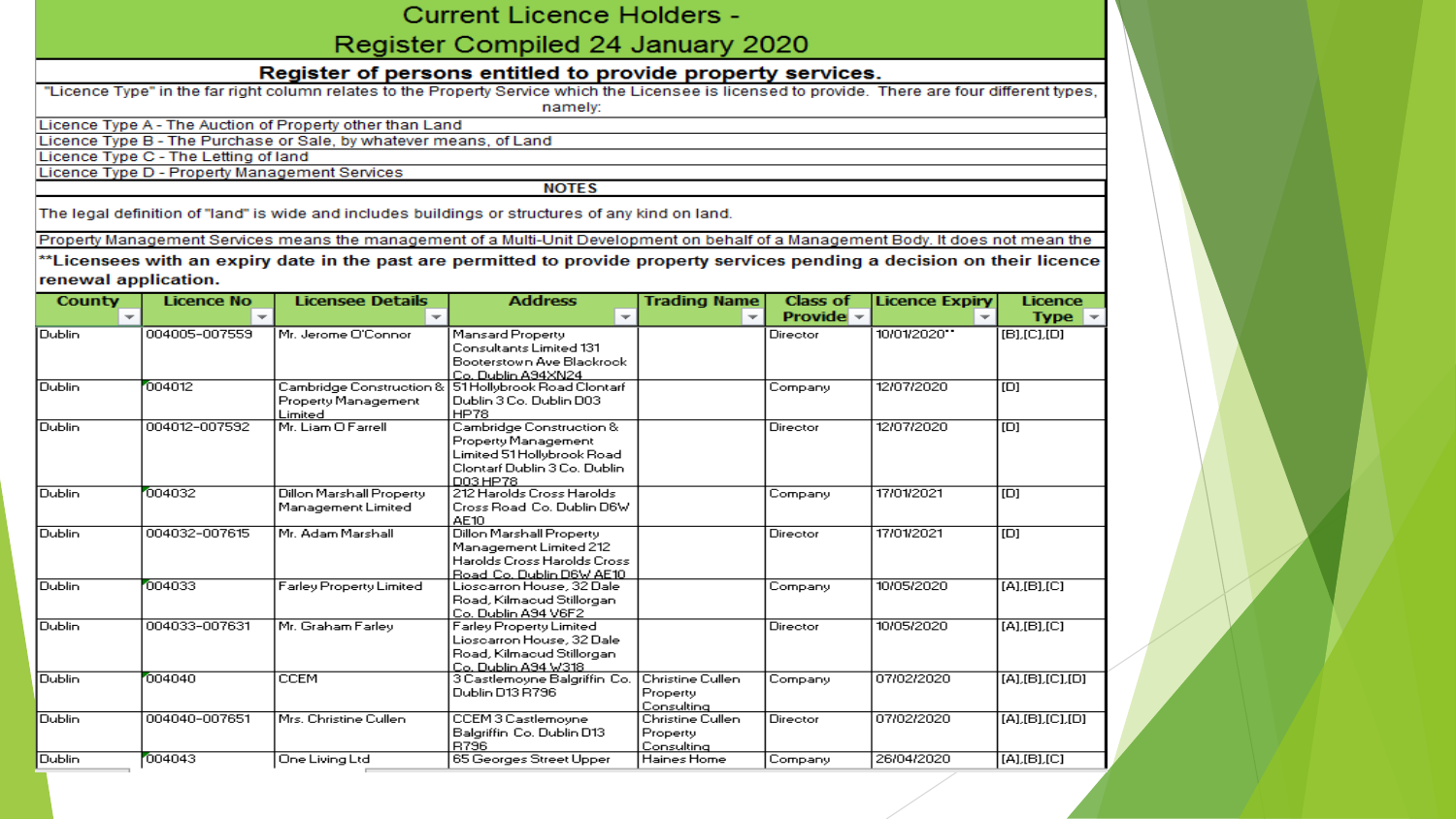# Current Licence Holders - Register Compiled 24 January 2020

## Register of persons entitled to provide property services.

"Licence Type" in the far right column relates to the Property Service which the Licensee is licensed to provide. There are four different types, namely:

- Licence Type A - The Auction of Property other than Land
- Licence Type B - The Purchase or Sale, by whatever means, of Land
- Licence Type C - The Letting of land
- Licence Type D - Property Management Services

**NOTES**

The legal definition of "land" is wide and includes buildings or structures of any kind on land.

Property Management Services means the management of a Multi-Unit Development on behalf of a Management Body. It does not mean the

**\*\*Licensees with an expiry date in the past are permitted to provide property services pending a decision on their licence renewal application.**

| County | Licence No | Licensee Details | Address | Trading Name | Class of Provide | Licence Expiry | Licence Type |
|---|---|---|---|---|---|---|---|
| Dublin | 004005-007559 | Mr. Jerome O'Connor | Mansard Property Consultants Limited 131 Booterstown Ave Blackrock Co. Dublin A94XN24 | | Director | 10/01/2020** | [B],[C],[D] |
| Dublin | 004012 | Cambridge Construction & Property Management Limited | 51 Hollybrook Road Clontarf Dublin 3 Co. Dublin D03 HP78 | | Company | 12/07/2020 | [D] |
| Dublin | 004012-007592 | Mr. Liam O Farrell | Cambridge Construction & Property Management Limited 51 Hollybrook Road Clontarf Dublin 3 Co. Dublin D03 HP78 | | Director | 12/07/2020 | [D] |
| Dublin | 004032 | Dillon Marshall Property Management Limited | 212 Harolds Cross Harolds Cross Road Co. Dublin D6W AE10 | | Company | 17/01/2021 | [D] |
| Dublin | 004032-007615 | Mr. Adam Marshall | Dillon Marshall Property Management Limited 212 Harolds Cross Harolds Cross Road Co. Dublin D6W AE10 | | Director | 17/01/2021 | [D] |
| Dublin | 004033 | Farley Property Limited | Lioscarron House, 32 Dale Road, Kilmacud Stillorgan Co. Dublin A94 V6F2 | | Company | 10/05/2020 | [A],[B],[C] |
| Dublin | 004033-007631 | Mr. Graham Farley | Farley Property Limited Lioscarron House, 32 Dale Road, Kilmacud Stillorgan Co. Dublin A94 W318 | | Director | 10/05/2020 | [A],[B],[C] |
| Dublin | 004040 | CCEM | 3 Castlemoyne Balgriffin Co. Dublin D13 R796 | Christine Cullen Property Consulting | Company | 07/02/2020 | [A],[B],[C],[D] |
| Dublin | 004040-007651 | Mrs. Christine Cullen | CCEM 3 Castlemoyne Balgriffin Co. Dublin D13 R796 | Christine Cullen Property Consulting | Director | 07/02/2020 | [A],[B],[C],[D] |
| Dublin | 004043 | One Living Ltd | 65 Georges Street Upper | Haines Home | Company | 26/04/2020 | [A],[B],[C] |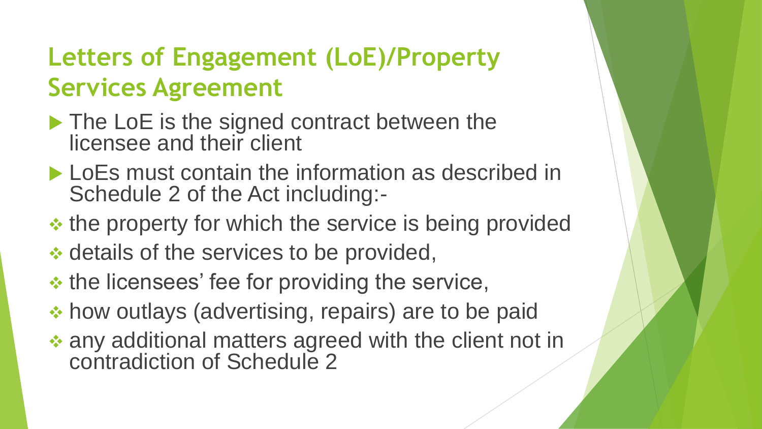## Letters of Engagement (LoE)/Property Services Agreement

- The LoE is the signed contract between the licensee and their client
- LoEs must contain the information as described in Schedule 2 of the Act including:-
  - the property for which the service is being provided
  - details of the services to be provided,
  - the licensees' fee for providing the service,
  - how outlays (advertising, repairs) are to be paid
  - any additional matters agreed with the client not in contradiction of Schedule 2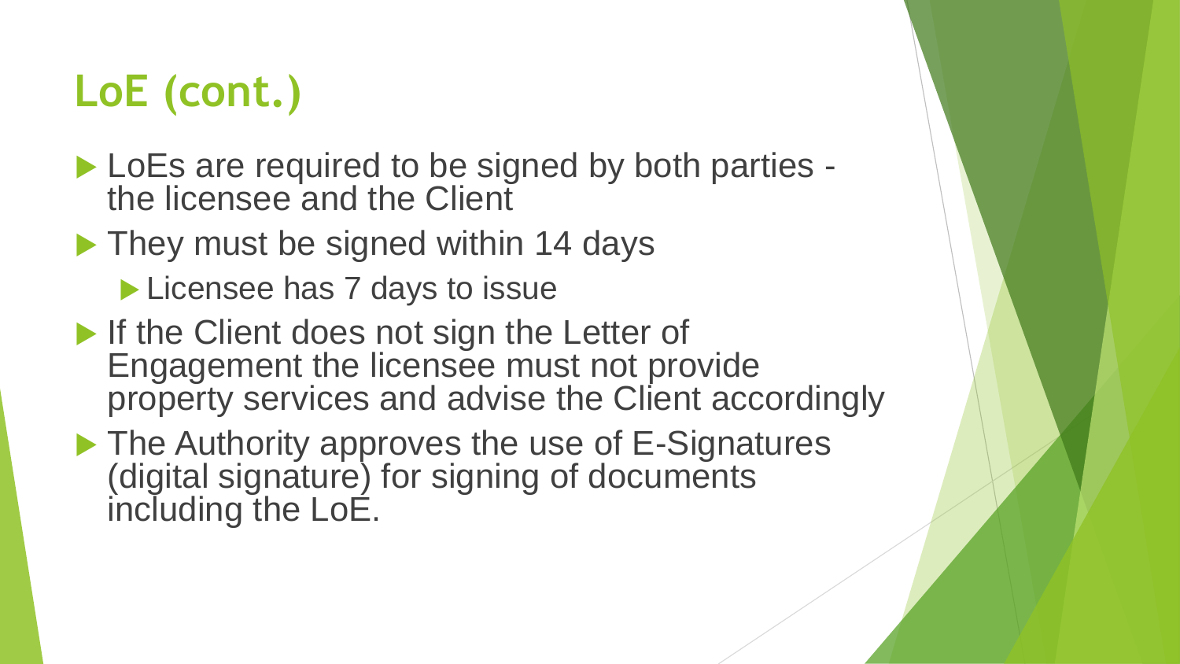# LoE (cont.)

- LoEs are required to be signed by both parties - the licensee and the Client
- They must be signed within 14 days
  - Licensee has 7 days to issue
- If the Client does not sign the Letter of Engagement the licensee must not provide property services and advise the Client accordingly
- The Authority approves the use of E-Signatures (digital signature) for signing of documents including the LoE.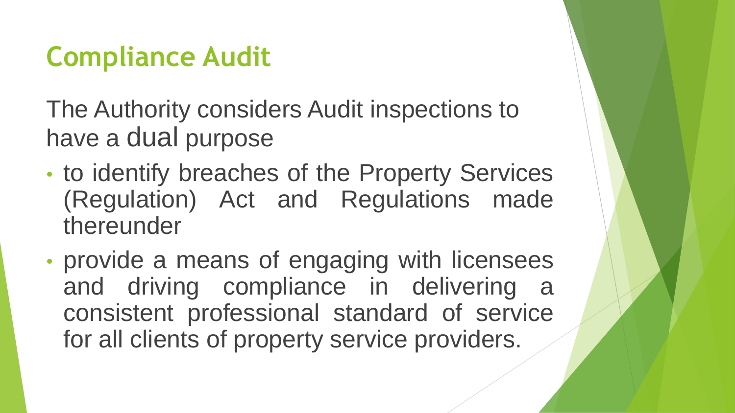# Compliance Audit

The Authority considers Audit inspections to have a dual purpose

- to identify breaches of the Property Services (Regulation) Act and Regulations made thereunder
- provide a means of engaging with licensees and driving compliance in delivering a consistent professional standard of service for all clients of property service providers.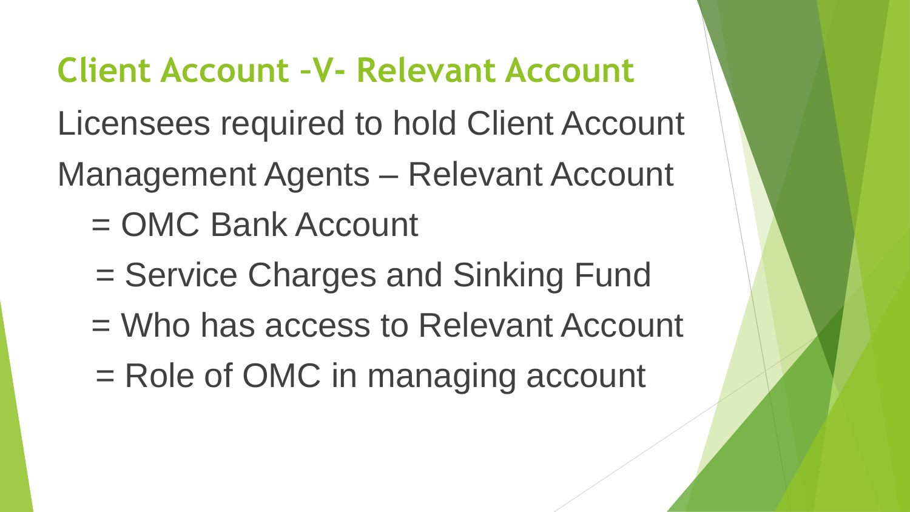## Client Account -V- Relevant Account

Licensees required to hold Client Account

Management Agents – Relevant Account

= OMC Bank Account

= Service Charges and Sinking Fund

= Who has access to Relevant Account

= Role of OMC in managing account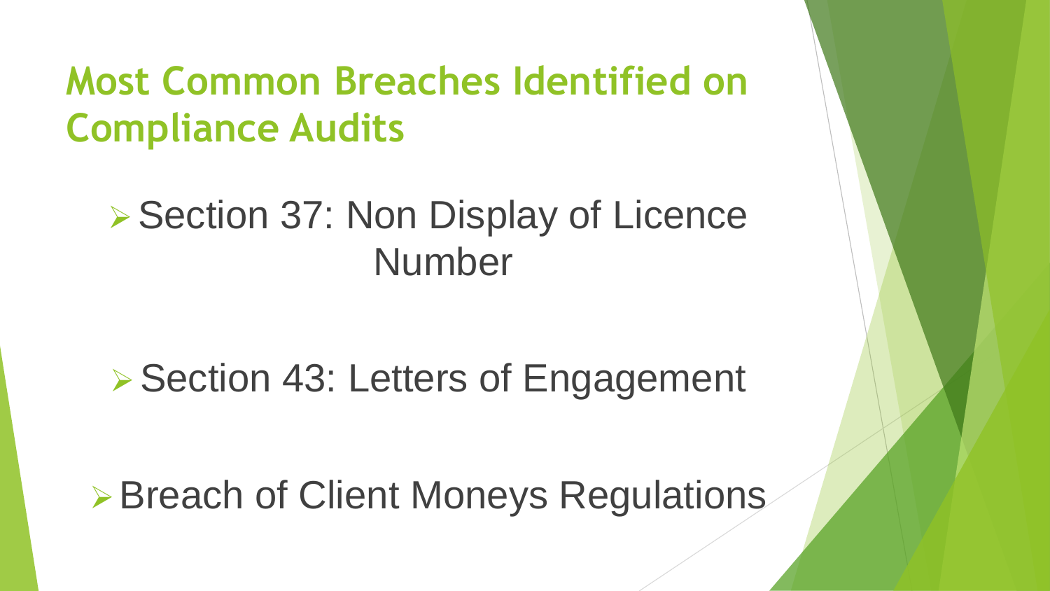# Most Common Breaches Identified on Compliance Audits

- Section 37: Non Display of Licence Number
- Section 43: Letters of Engagement
- Breach of Client Moneys Regulations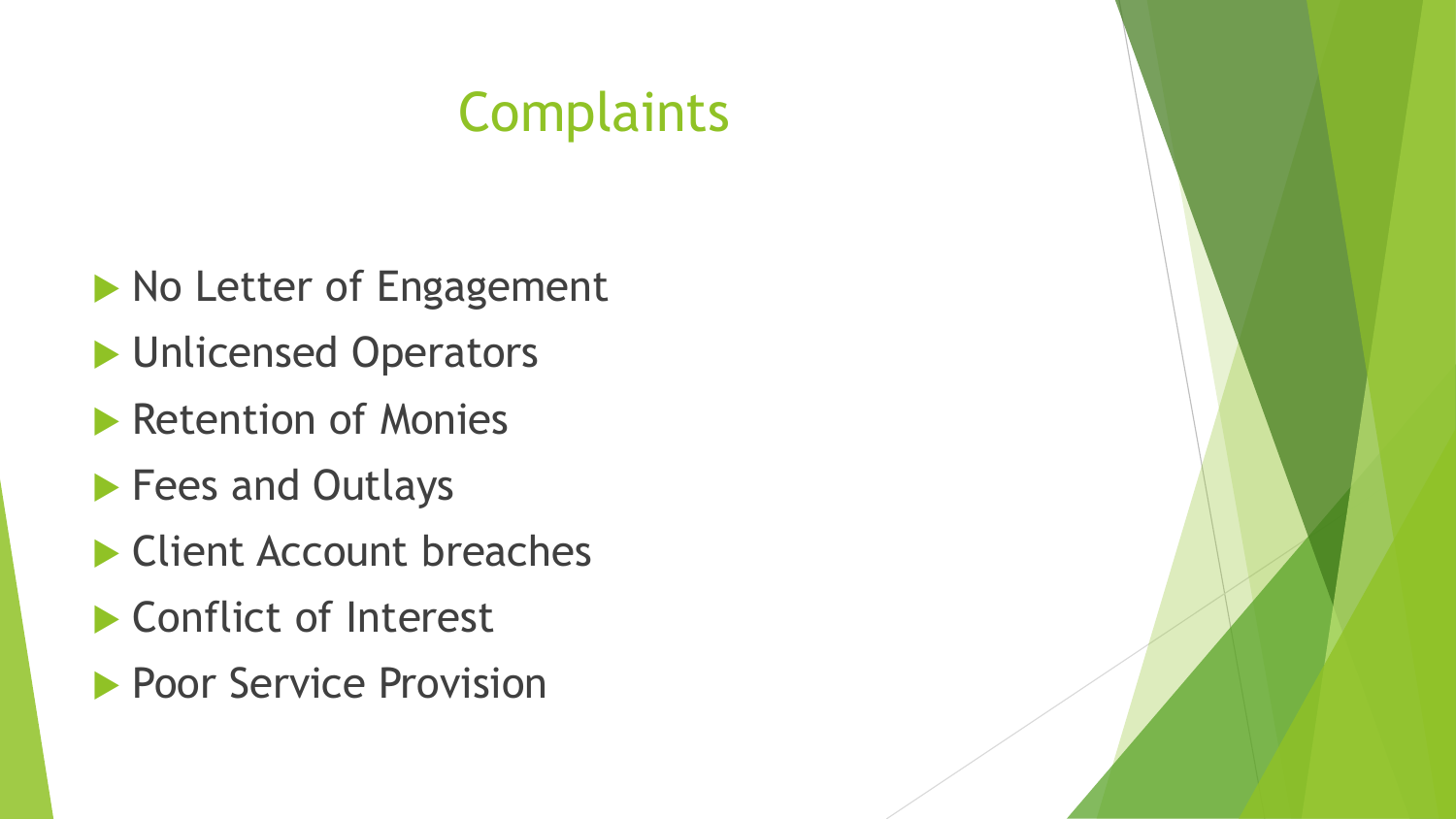# Complaints

- No Letter of Engagement
- Unlicensed Operators
- Retention of Monies
- Fees and Outlays
- Client Account breaches
- Conflict of Interest
- Poor Service Provision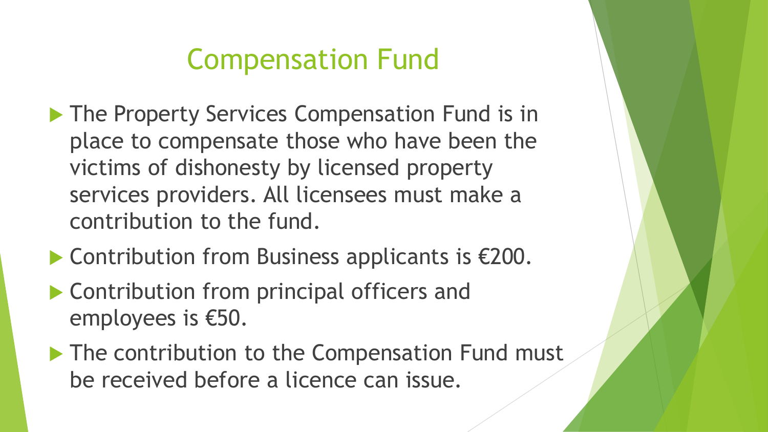# Compensation Fund

- The Property Services Compensation Fund is in place to compensate those who have been the victims of dishonesty by licensed property services providers. All licensees must make a contribution to the fund.
- Contribution from Business applicants is €200.
- Contribution from principal officers and employees is €50.
- The contribution to the Compensation Fund must be received before a licence can issue.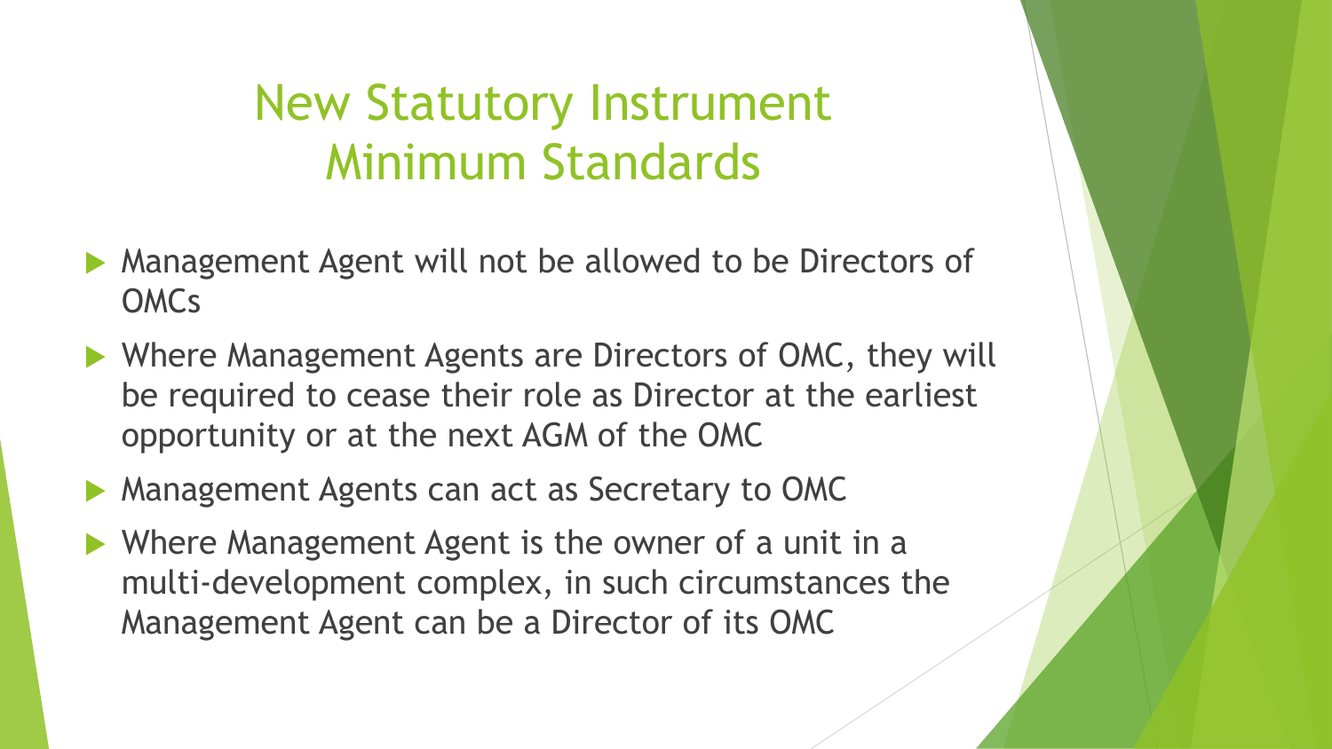# New Statutory Instrument Minimum Standards

- Management Agent will not be allowed to be Directors of OMCs
- Where Management Agents are Directors of OMC, they will be required to cease their role as Director at the earliest opportunity or at the next AGM of the OMC
- Management Agents can act as Secretary to OMC
- Where Management Agent is the owner of a unit in a multi-development complex, in such circumstances the Management Agent can be a Director of its OMC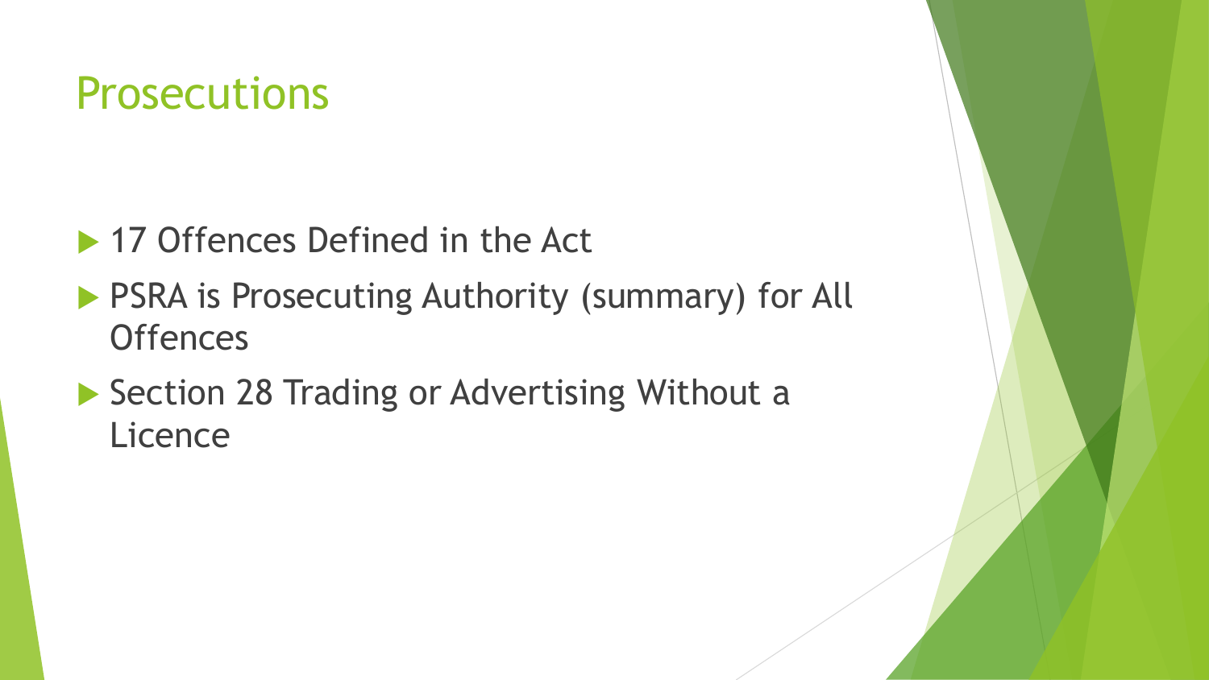# Prosecutions

- 17 Offences Defined in the Act
- PSRA is Prosecuting Authority (summary) for All Offences
- Section 28 Trading or Advertising Without a Licence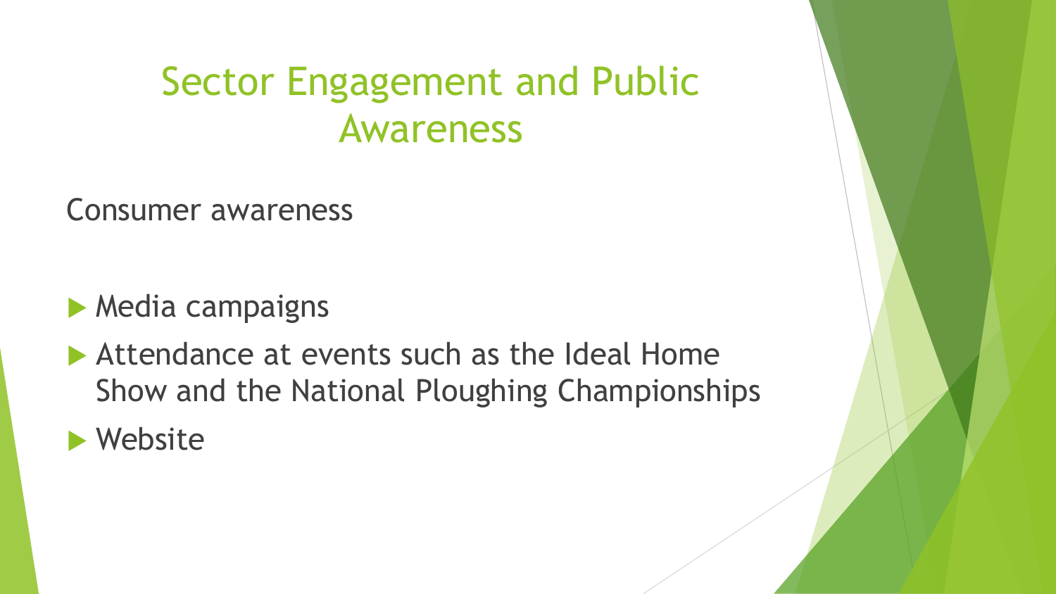# Sector Engagement and Public Awareness

Consumer awareness

- Media campaigns
- Attendance at events such as the Ideal Home Show and the National Ploughing Championships
- Website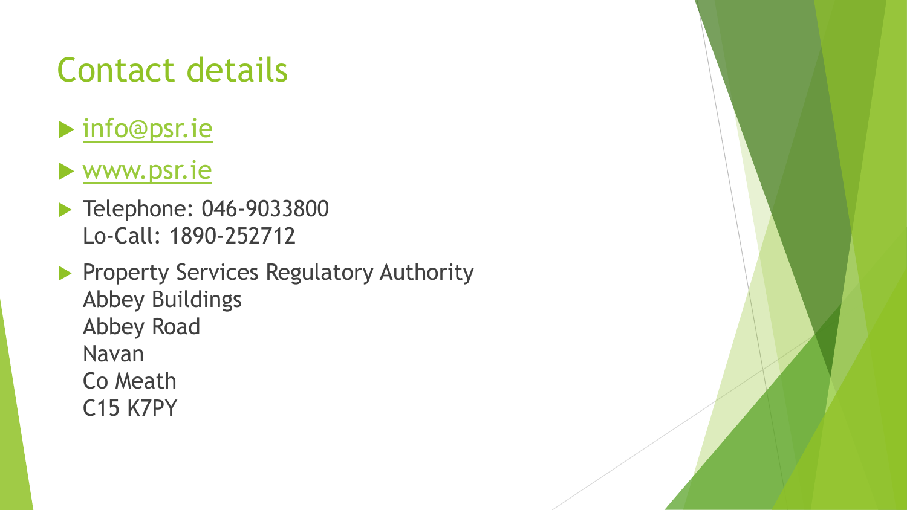# Contact details

- info@psr.ie
- www.psr.ie
- Telephone: 046-9033800
  Lo-Call: 1890-252712
- Property Services Regulatory Authority
  Abbey Buildings
  Abbey Road
  Navan
  Co Meath
  C15 K7PY